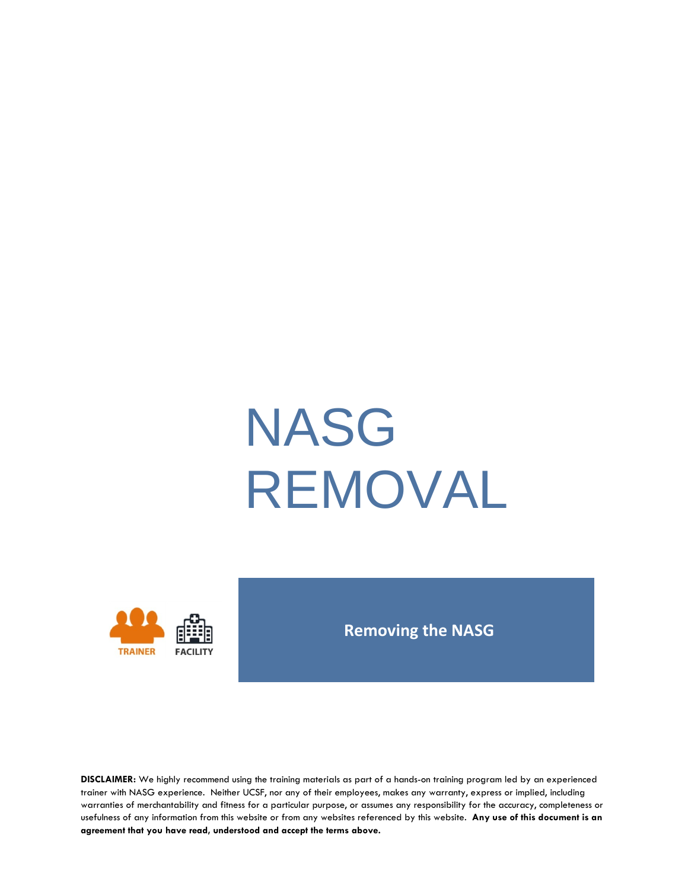# NASG REMOVAL

TRAINER FACILITY

**Removing the NASG**

**DISCLAIMER:** We highly recommend using the training materials as part of a hands-on training program led by an experienced trainer with NASG experience. Neither UCSF, nor any of their employees, makes any warranty, express or implied, including warranties of merchantability and fitness for a particular purpose, or assumes any responsibility for the accuracy, completeness or usefulness of any information from this website or from any websites referenced by this website. **Any use of this document is an agreement that you have read, understood and accept the terms above.**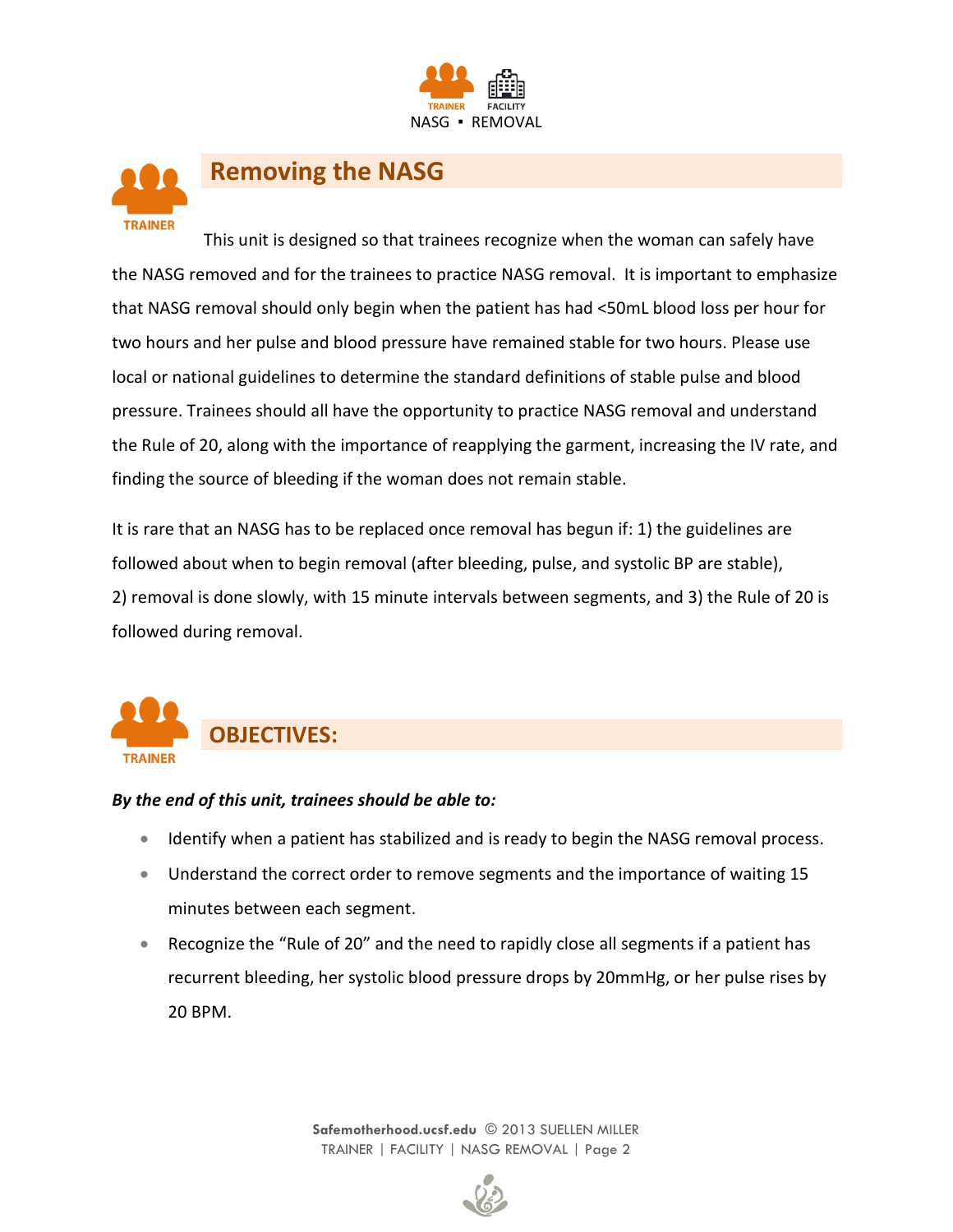## Removing the NASG

This unit is designed so that trainees recognize when the woman can safely have the NASG removed and for the trainees to practice NASG removal. It is important to emphasize that NASG removal should only begin when the patient has had <50mL blood loss per hour for two hours and her pulse and blood pressure have remained stable for two hours. Please use local or national guidelines to determine the standard definitions of stable pulse and blood pressure. Trainees should all have the opportunity to practice NASG removal and understand the Rule of 20, along with the importance of reapplying the garment, increasing the IV rate, and finding the source of bleeding if the woman does not remain stable.

It is rare that an NASG has to be replaced once removal has begun if: 1) the guidelines are followed about when to begin removal (after bleeding, pulse, and systolic BP are stable), 2) removal is done slowly, with 15 minute intervals between segments, and 3) the Rule of 20 is followed during removal.

## OBJECTIVES:

***By the end of this unit, trainees should be able to:***

- Identify when a patient has stabilized and is ready to begin the NASG removal process.
- Understand the correct order to remove segments and the importance of waiting 15 minutes between each segment.
- Recognize the "Rule of 20" and the need to rapidly close all segments if a patient has recurrent bleeding, her systolic blood pressure drops by 20mmHg, or her pulse rises by 20 BPM.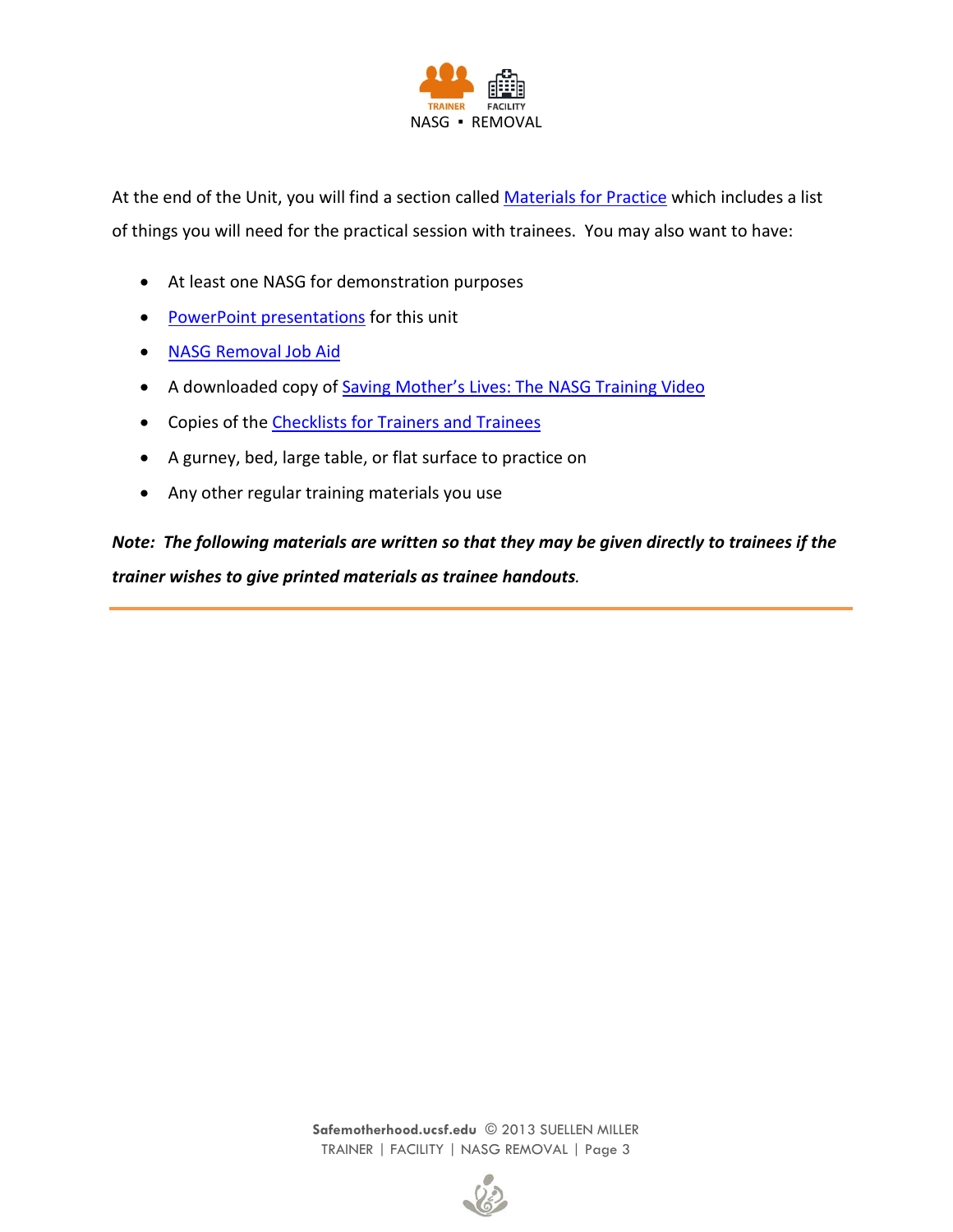At the end of the Unit, you will find a section called Materials for Practice which includes a list of things you will need for the practical session with trainees. You may also want to have:

- At least one NASG for demonstration purposes
- PowerPoint presentations for this unit
- NASG Removal Job Aid
- A downloaded copy of Saving Mother's Lives: The NASG Training Video
- Copies of the Checklists for Trainers and Trainees
- A gurney, bed, large table, or flat surface to practice on
- Any other regular training materials you use

***Note: The following materials are written so that they may be given directly to trainees if the trainer wishes to give printed materials as trainee handouts.***

---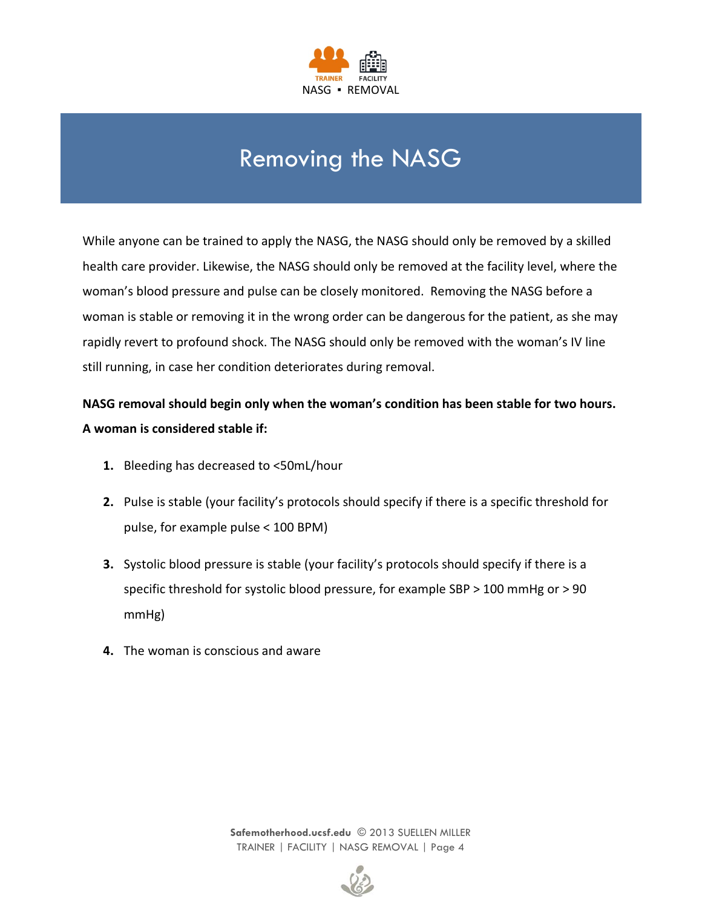# Removing the NASG

While anyone can be trained to apply the NASG, the NASG should only be removed by a skilled health care provider. Likewise, the NASG should only be removed at the facility level, where the woman's blood pressure and pulse can be closely monitored. Removing the NASG before a woman is stable or removing it in the wrong order can be dangerous for the patient, as she may rapidly revert to profound shock. The NASG should only be removed with the woman's IV line still running, in case her condition deteriorates during removal.

**NASG removal should begin only when the woman's condition has been stable for two hours. A woman is considered stable if:**

1. Bleeding has decreased to <50mL/hour
2. Pulse is stable (your facility's protocols should specify if there is a specific threshold for pulse, for example pulse < 100 BPM)
3. Systolic blood pressure is stable (your facility's protocols should specify if there is a specific threshold for systolic blood pressure, for example SBP > 100 mmHg or > 90 mmHg)
4. The woman is conscious and aware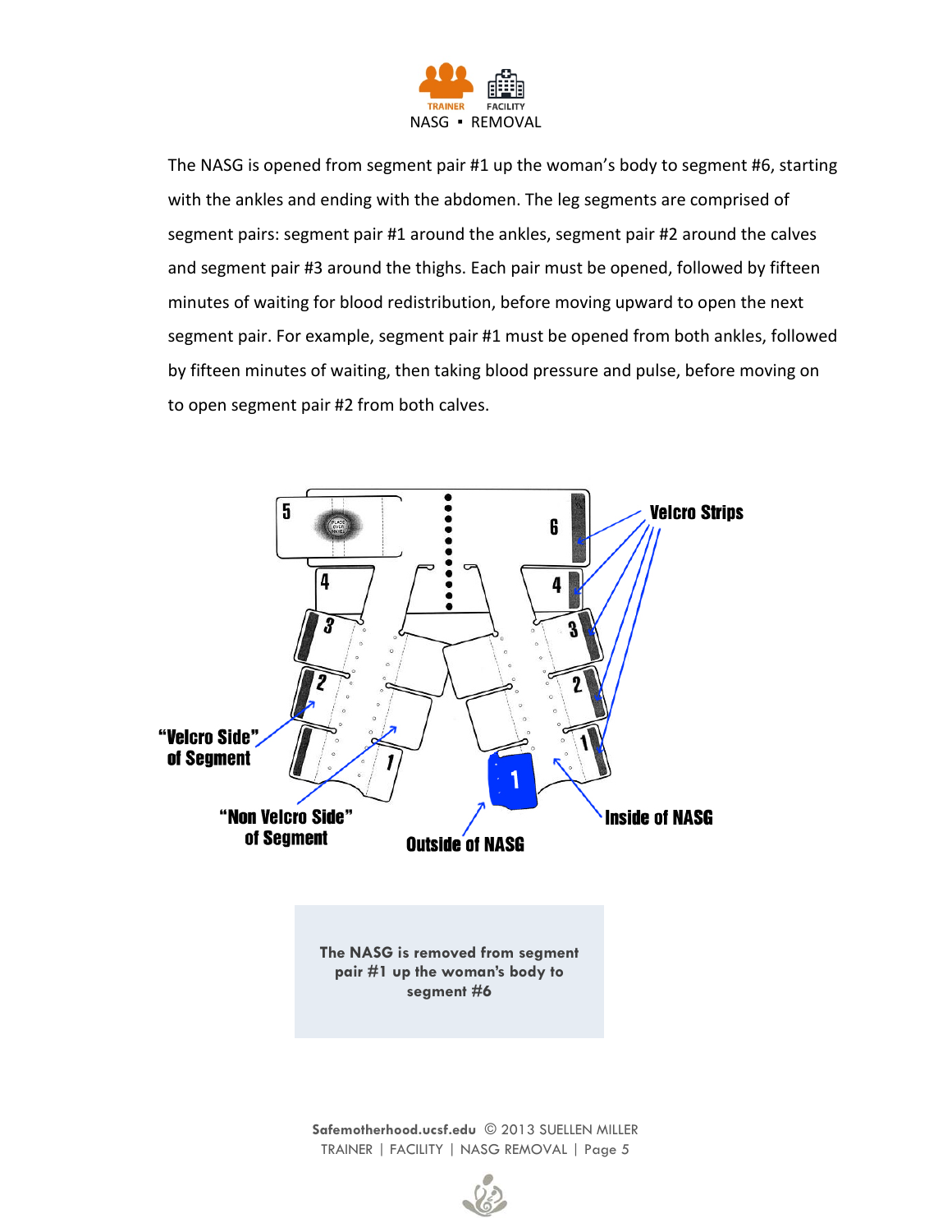The NASG is opened from segment pair #1 up the woman's body to segment #6, starting with the ankles and ending with the abdomen. The leg segments are comprised of segment pairs: segment pair #1 around the ankles, segment pair #2 around the calves and segment pair #3 around the thighs. Each pair must be opened, followed by fifteen minutes of waiting for blood redistribution, before moving upward to open the next segment pair. For example, segment pair #1 must be opened from both ankles, followed by fifteen minutes of waiting, then taking blood pressure and pulse, before moving on to open segment pair #2 from both calves.

**The NASG is removed from segment pair #1 up the woman's body to segment #6**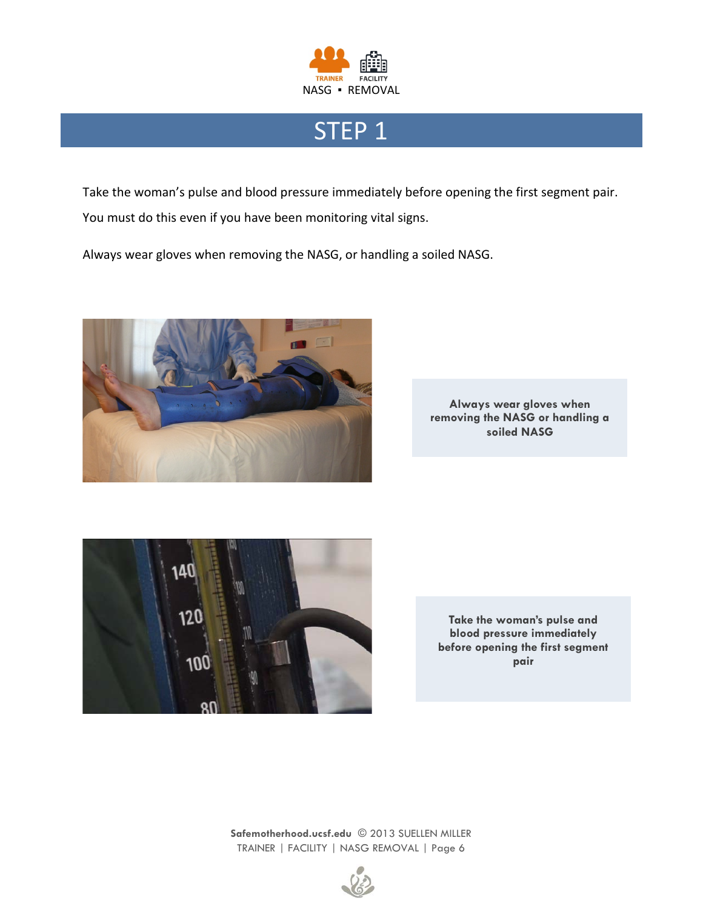# STEP 1

Take the woman's pulse and blood pressure immediately before opening the first segment pair. You must do this even if you have been monitoring vital signs.

Always wear gloves when removing the NASG, or handling a soiled NASG.

**Always wear gloves when removing the NASG or handling a soiled NASG**

**Take the woman's pulse and blood pressure immediately before opening the first segment pair**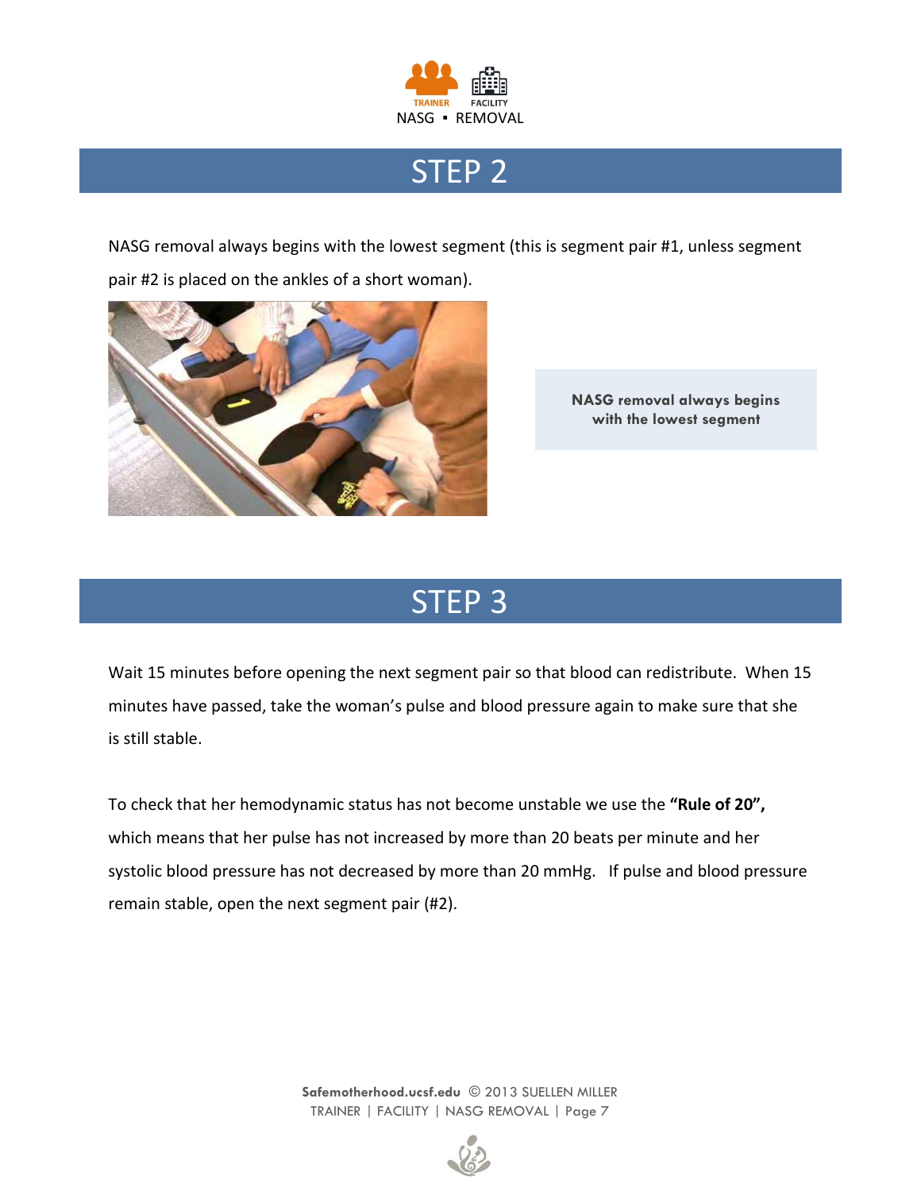## STEP 2

NASG removal always begins with the lowest segment (this is segment pair #1, unless segment pair #2 is placed on the ankles of a short woman).

**NASG removal always begins with the lowest segment**

## STEP 3

Wait 15 minutes before opening the next segment pair so that blood can redistribute. When 15 minutes have passed, take the woman's pulse and blood pressure again to make sure that she is still stable.

To check that her hemodynamic status has not become unstable we use the **"Rule of 20",** which means that her pulse has not increased by more than 20 beats per minute and her systolic blood pressure has not decreased by more than 20 mmHg. If pulse and blood pressure remain stable, open the next segment pair (#2).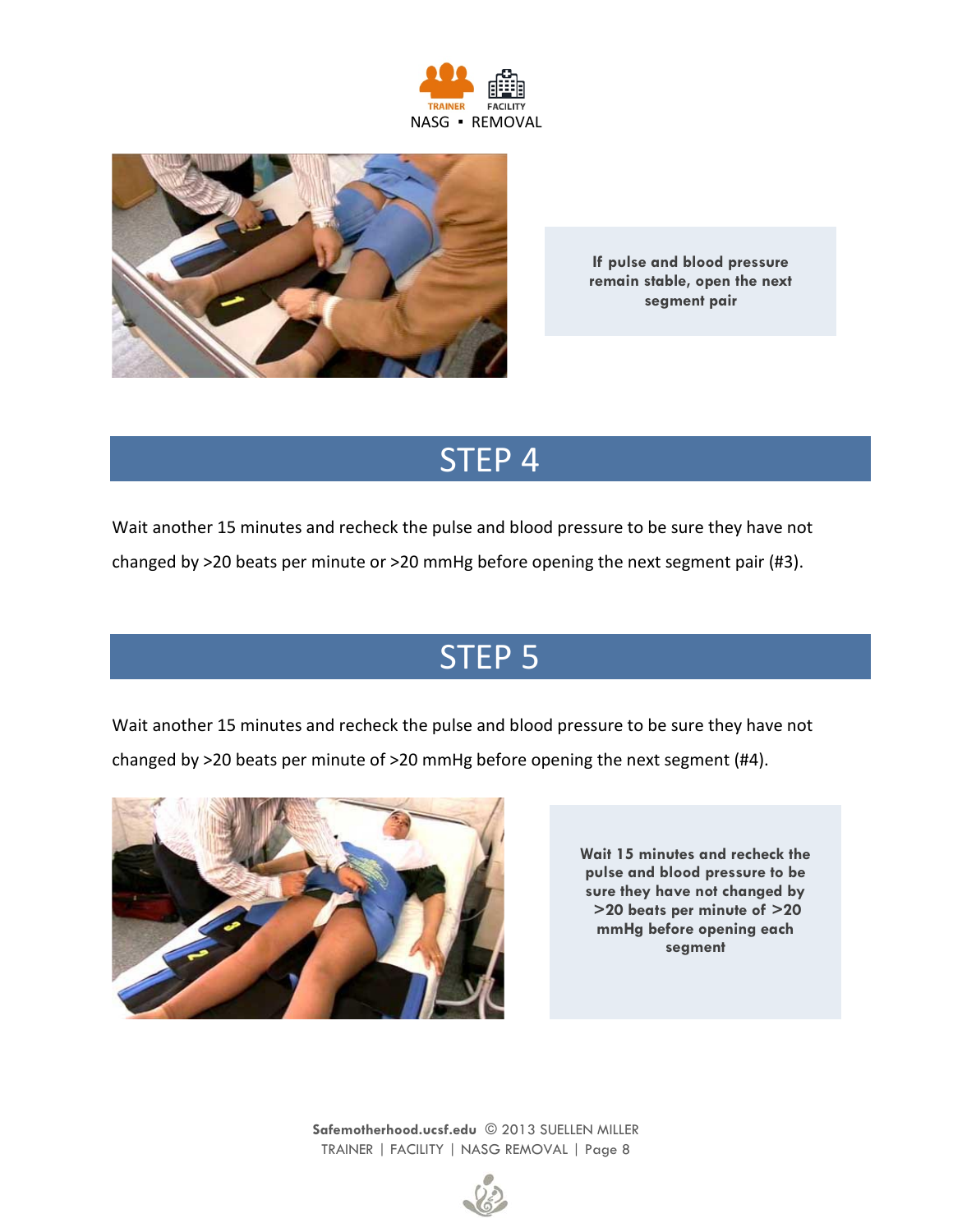If pulse and blood pressure remain stable, open the next segment pair

## STEP 4

Wait another 15 minutes and recheck the pulse and blood pressure to be sure they have not changed by >20 beats per minute or >20 mmHg before opening the next segment pair (#3).

## STEP 5

Wait another 15 minutes and recheck the pulse and blood pressure to be sure they have not changed by >20 beats per minute of >20 mmHg before opening the next segment (#4).

Wait 15 minutes and recheck the pulse and blood pressure to be sure they have not changed by >20 beats per minute of >20 mmHg before opening each segment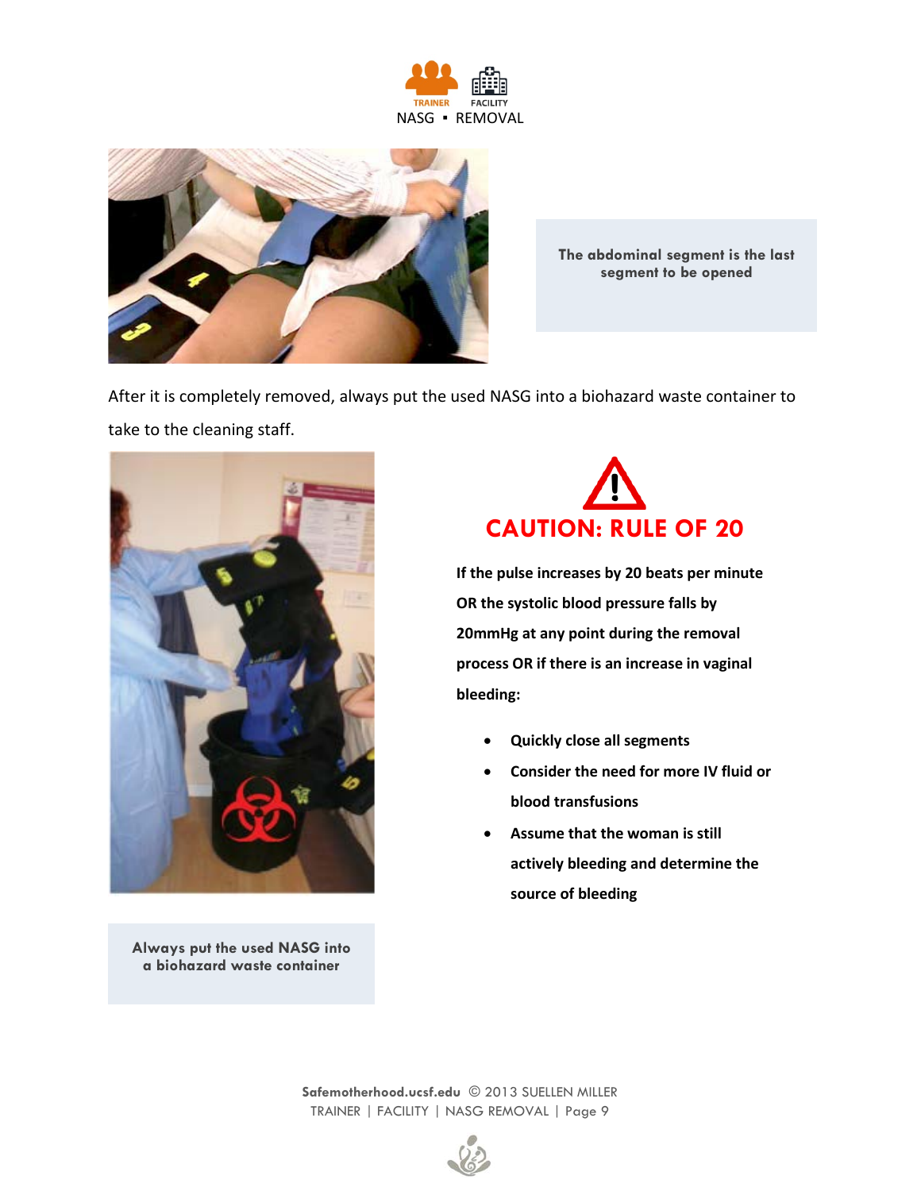The abdominal segment is the last segment to be opened

After it is completely removed, always put the used NASG into a biohazard waste container to take to the cleaning staff.

Always put the used NASG into a biohazard waste container

## CAUTION: RULE OF 20

**If the pulse increases by 20 beats per minute OR the systolic blood pressure falls by 20mmHg at any point during the removal process OR if there is an increase in vaginal bleeding:**

- **Quickly close all segments**
- **Consider the need for more IV fluid or blood transfusions**
- **Assume that the woman is still actively bleeding and determine the source of bleeding**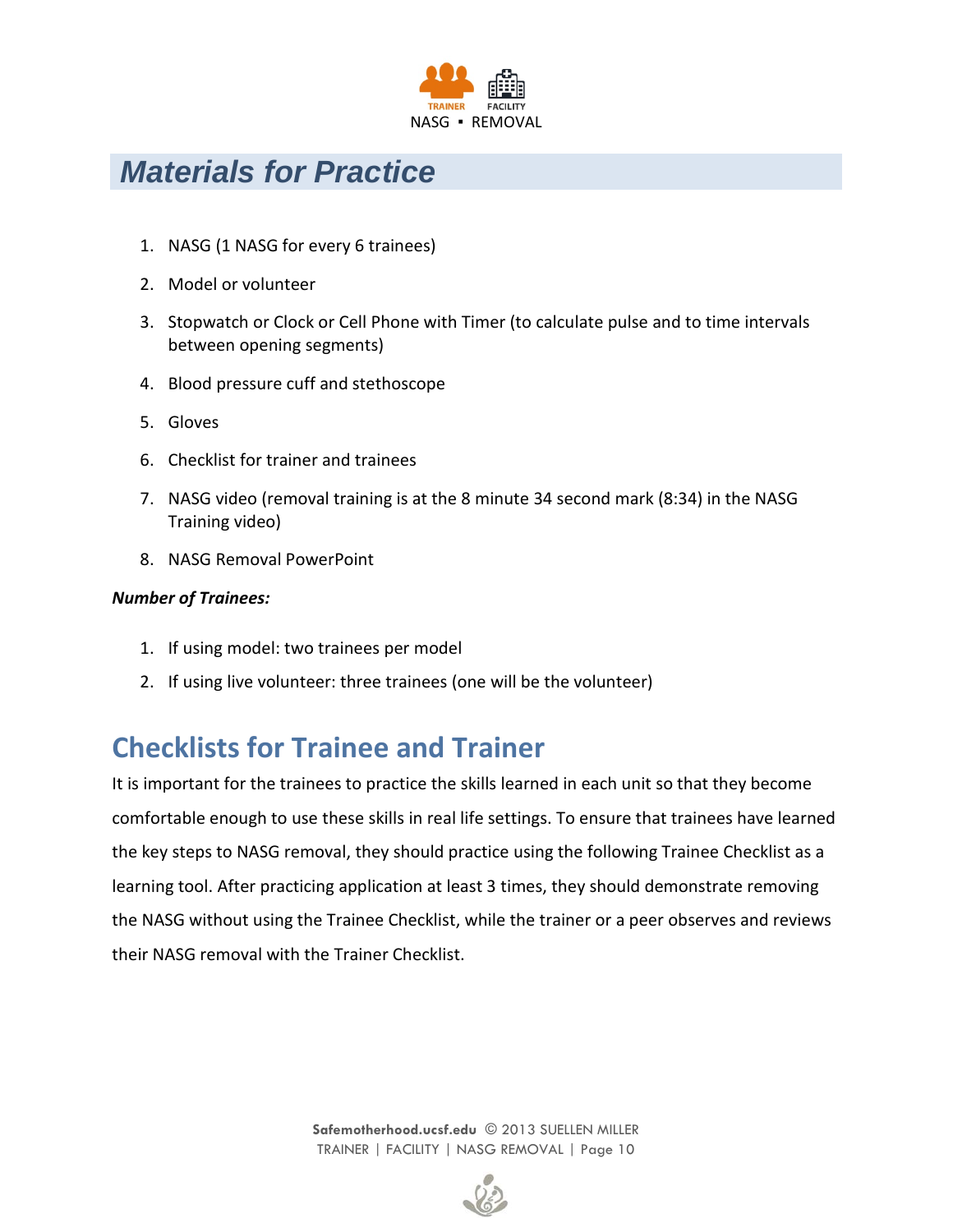# Materials for Practice

1. NASG (1 NASG for every 6 trainees)
2. Model or volunteer
3. Stopwatch or Clock or Cell Phone with Timer (to calculate pulse and to time intervals between opening segments)
4. Blood pressure cuff and stethoscope
5. Gloves
6. Checklist for trainer and trainees
7. NASG video (removal training is at the 8 minute 34 second mark (8:34) in the NASG Training video)
8. NASG Removal PowerPoint

***Number of Trainees:***

1. If using model: two trainees per model
2. If using live volunteer: three trainees (one will be the volunteer)

## Checklists for Trainee and Trainer

It is important for the trainees to practice the skills learned in each unit so that they become comfortable enough to use these skills in real life settings. To ensure that trainees have learned the key steps to NASG removal, they should practice using the following Trainee Checklist as a learning tool. After practicing application at least 3 times, they should demonstrate removing the NASG without using the Trainee Checklist, while the trainer or a peer observes and reviews their NASG removal with the Trainer Checklist.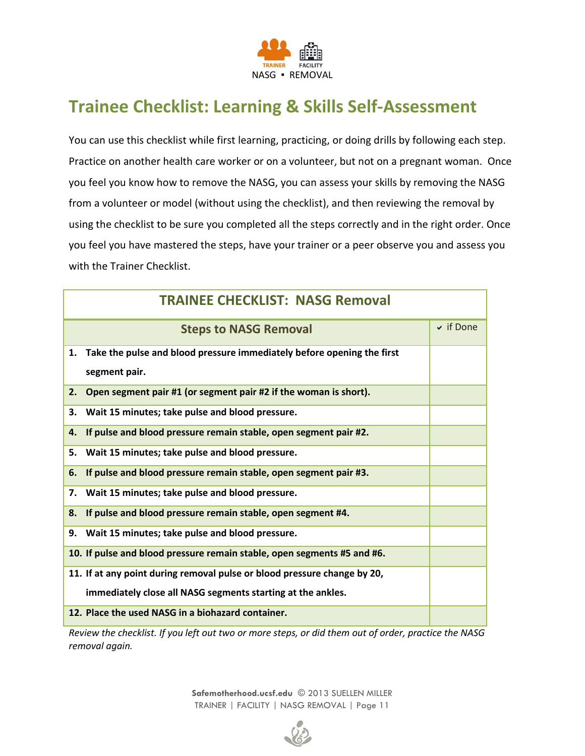TRAINER FACILITY
NASG ▪ REMOVAL

# Trainee Checklist: Learning & Skills Self-Assessment

You can use this checklist while first learning, practicing, or doing drills by following each step. Practice on another health care worker or on a volunteer, but not on a pregnant woman. Once you feel you know how to remove the NASG, you can assess your skills by removing the NASG from a volunteer or model (without using the checklist), and then reviewing the removal by using the checklist to be sure you completed all the steps correctly and in the right order. Once you feel you have mastered the steps, have your trainer or a peer observe you and assess you with the Trainer Checklist.

| TRAINEE CHECKLIST: NASG Removal | |
|---|---|
| **Steps to NASG Removal** | ✔ if Done |
| **1. Take the pulse and blood pressure immediately before opening the first segment pair.** | |
| **2. Open segment pair #1 (or segment pair #2 if the woman is short).** | |
| **3. Wait 15 minutes; take pulse and blood pressure.** | |
| **4. If pulse and blood pressure remain stable, open segment pair #2.** | |
| **5. Wait 15 minutes; take pulse and blood pressure.** | |
| **6. If pulse and blood pressure remain stable, open segment pair #3.** | |
| **7. Wait 15 minutes; take pulse and blood pressure.** | |
| **8. If pulse and blood pressure remain stable, open segment #4.** | |
| **9. Wait 15 minutes; take pulse and blood pressure.** | |
| **10. If pulse and blood pressure remain stable, open segments #5 and #6.** | |
| **11. If at any point during removal pulse or blood pressure change by 20, immediately close all NASG segments starting at the ankles.** | |
| **12. Place the used NASG in a biohazard container.** | |

*Review the checklist. If you left out two or more steps, or did them out of order, practice the NASG removal again.*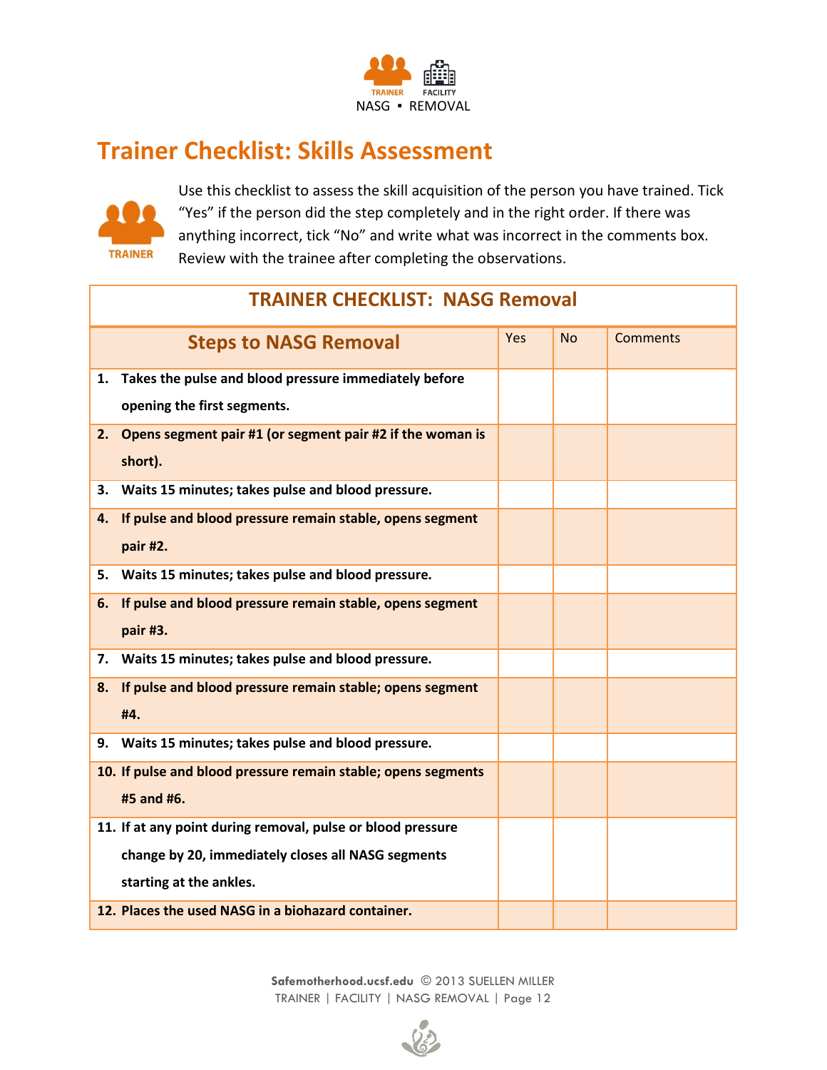TRAINER FACILITY
NASG ▪ REMOVAL

# Trainer Checklist: Skills Assessment

TRAINER

Use this checklist to assess the skill acquisition of the person you have trained. Tick "Yes" if the person did the step completely and in the right order. If there was anything incorrect, tick "No" and write what was incorrect in the comments box. Review with the trainee after completing the observations.

## TRAINER CHECKLIST: NASG Removal

| Steps to NASG Removal | Yes | No | Comments |
|---|---|---|---|
| **1. Takes the pulse and blood pressure immediately before opening the first segments.** | | | |
| **2. Opens segment pair #1 (or segment pair #2 if the woman is short).** | | | |
| **3. Waits 15 minutes; takes pulse and blood pressure.** | | | |
| **4. If pulse and blood pressure remain stable, opens segment pair #2.** | | | |
| **5. Waits 15 minutes; takes pulse and blood pressure.** | | | |
| **6. If pulse and blood pressure remain stable, opens segment pair #3.** | | | |
| **7. Waits 15 minutes; takes pulse and blood pressure.** | | | |
| **8. If pulse and blood pressure remain stable; opens segment #4.** | | | |
| **9. Waits 15 minutes; takes pulse and blood pressure.** | | | |
| **10. If pulse and blood pressure remain stable; opens segments #5 and #6.** | | | |
| **11. If at any point during removal, pulse or blood pressure change by 20, immediately closes all NASG segments starting at the ankles.** | | | |
| **12. Places the used NASG in a biohazard container.** | | | |

**Safemotherhood.ucsf.edu** © 2013 SUELLEN MILLER
TRAINER | FACILITY | NASG REMOVAL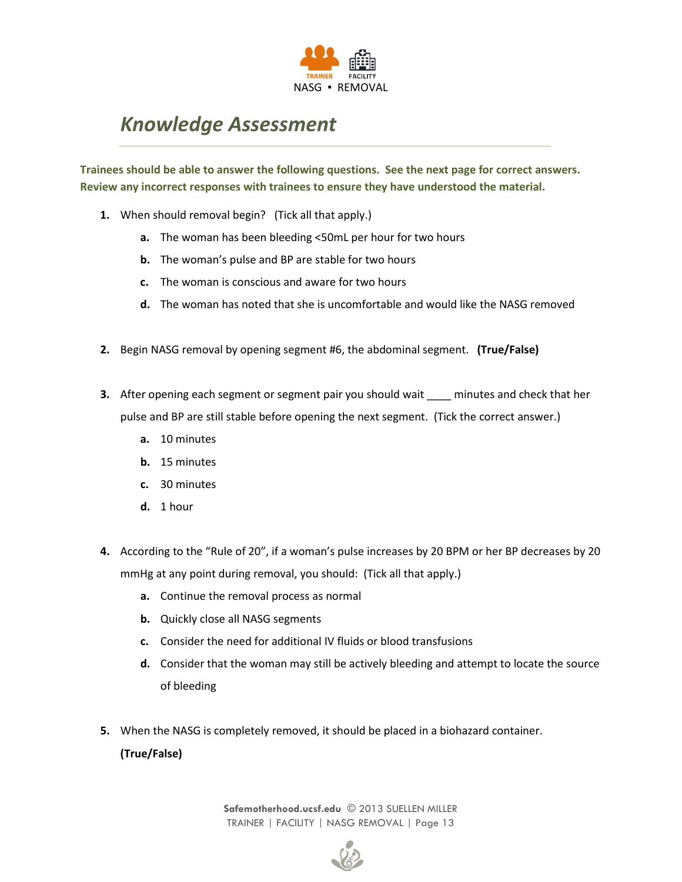# Knowledge Assessment

**Trainees should be able to answer the following questions. See the next page for correct answers. Review any incorrect responses with trainees to ensure they have understood the material.**

1. When should removal begin? (Tick all that apply.)
   - **a.** The woman has been bleeding <50mL per hour for two hours
   - **b.** The woman's pulse and BP are stable for two hours
   - **c.** The woman is conscious and aware for two hours
   - **d.** The woman has noted that she is uncomfortable and would like the NASG removed

2. Begin NASG removal by opening segment #6, the abdominal segment. **(True/False)**

3. After opening each segment or segment pair you should wait ____ minutes and check that her pulse and BP are still stable before opening the next segment. (Tick the correct answer.)
   - **a.** 10 minutes
   - **b.** 15 minutes
   - **c.** 30 minutes
   - **d.** 1 hour

4. According to the "Rule of 20", if a woman's pulse increases by 20 BPM or her BP decreases by 20 mmHg at any point during removal, you should: (Tick all that apply.)
   - **a.** Continue the removal process as normal
   - **b.** Quickly close all NASG segments
   - **c.** Consider the need for additional IV fluids or blood transfusions
   - **d.** Consider that the woman may still be actively bleeding and attempt to locate the source of bleeding

5. When the NASG is completely removed, it should be placed in a biohazard container. **(True/False)**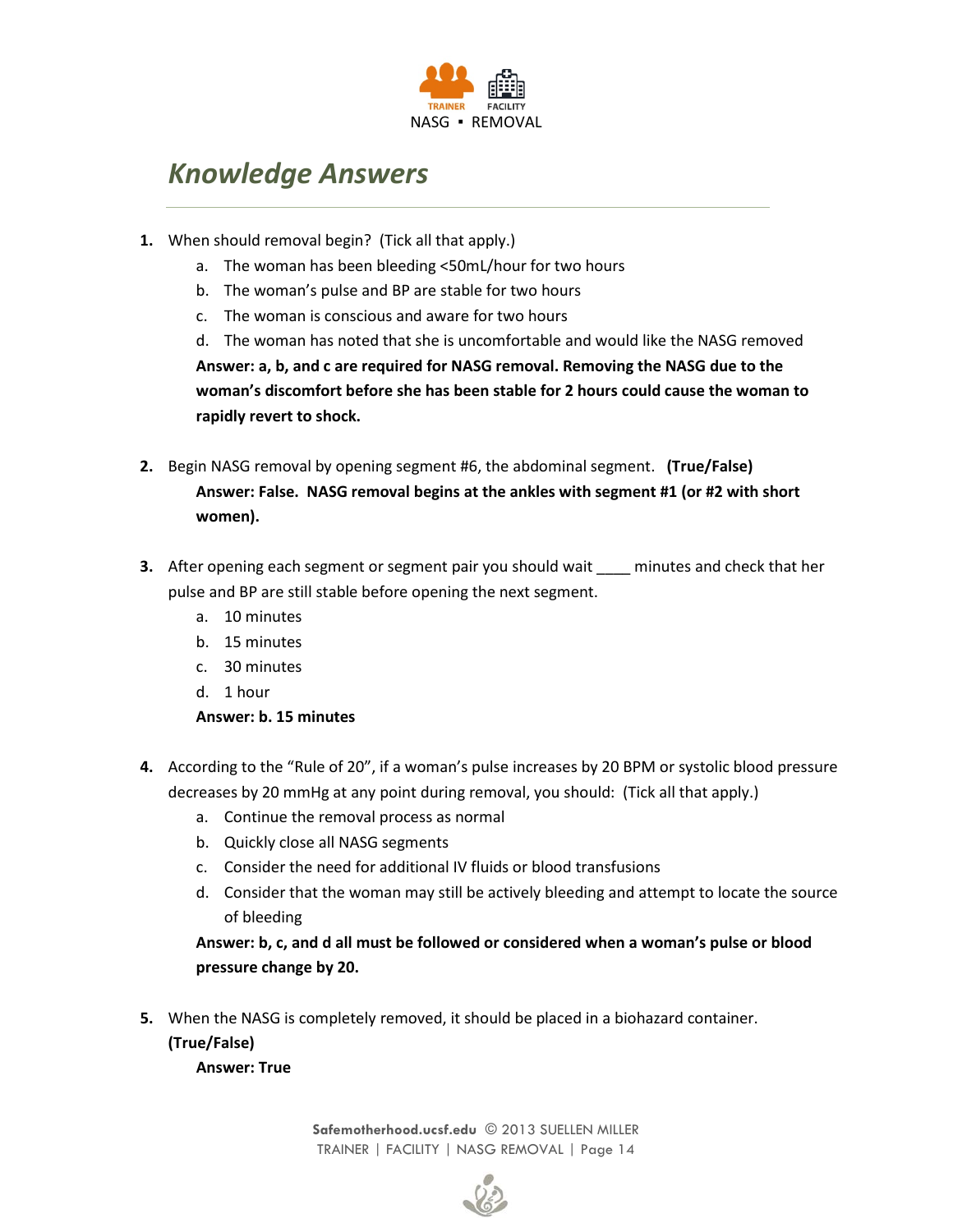TRAINER FACILITY
NASG ▪ REMOVAL

# *Knowledge Answers*

1. When should removal begin? (Tick all that apply.)
   a. The woman has been bleeding <50mL/hour for two hours
   b. The woman's pulse and BP are stable for two hours
   c. The woman is conscious and aware for two hours
   d. The woman has noted that she is uncomfortable and would like the NASG removed

   **Answer: a, b, and c are required for NASG removal. Removing the NASG due to the woman's discomfort before she has been stable for 2 hours could cause the woman to rapidly revert to shock.**

2. Begin NASG removal by opening segment #6, the abdominal segment. **(True/False)**

   **Answer: False. NASG removal begins at the ankles with segment #1 (or #2 with short women).**

3. After opening each segment or segment pair you should wait ____ minutes and check that her pulse and BP are still stable before opening the next segment.
   a. 10 minutes
   b. 15 minutes
   c. 30 minutes
   d. 1 hour

   **Answer: b. 15 minutes**

4. According to the "Rule of 20", if a woman's pulse increases by 20 BPM or systolic blood pressure decreases by 20 mmHg at any point during removal, you should: (Tick all that apply.)
   a. Continue the removal process as normal
   b. Quickly close all NASG segments
   c. Consider the need for additional IV fluids or blood transfusions
   d. Consider that the woman may still be actively bleeding and attempt to locate the source of bleeding

   **Answer: b, c, and d all must be followed or considered when a woman's pulse or blood pressure change by 20.**

5. When the NASG is completely removed, it should be placed in a biohazard container. **(True/False)**

   **Answer: True**